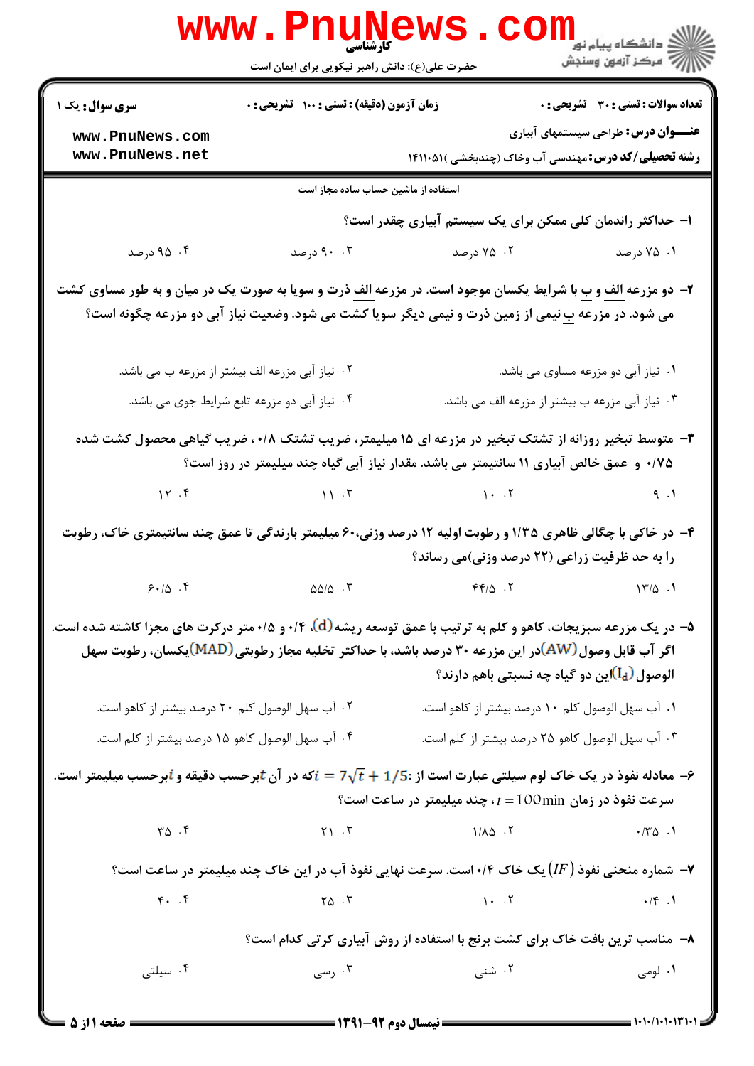کارشناسی

حضرت علی(ع): دانش راهبر نیکویی برای ایمان است

دانشگاه پیام نور
مرکز آزمون وسنجش

**سری سوال:** یک ۱

**زمان آزمون (دقیقه) : تستی : ۱۰۰ تشریحی : ۰**

**تعداد سوالات : تستی : ۳۰ تشریحی : ۰**

**عنـــوان درس:** طراحی سیستمهای آبیاری

**رشته تحصیلی/کد درس:** مهندسی آب وخاک (چندبخشی )۱۴۱۱۰۵۱

استفاده از ماشین حساب ساده مجاز است

۱- حداکثر راندمان کلی ممکن برای یک سیستم آبیاری چقدر است؟

۱. ۷۵ درصد
۲. ۷۵ درصد
۳. ۹۰ درصد
۴. ۹۵ درصد

۲- دو مزرعه الف و ب با شرایط یکسان موجود است. در مزرعه الف ذرت و سویا به صورت یک در میان و به طور مساوی کشت می شود. در مزرعه ب نیمی از زمین ذرت و نیمی دیگر سویا کشت می شود. وضعیت نیاز آبی دو مزرعه چگونه است؟

۱. نیاز آبی دو مزرعه مساوی می باشد.
۲. نیاز آبی مزرعه الف بیشتر از مزرعه ب می باشد.
۳. نیاز آبی مزرعه ب بیشتر از مزرعه الف می باشد.
۴. نیاز آبی دو مزرعه تابع شرایط جوی می باشد.

۳- متوسط تبخیر روزانه از تشتک تبخیر در مزرعه ای ۱۵ میلیمتر، ضریب تشتک ۰/۸ ، ضریب گیاهی محصول کشت شده ۰/۷۵ و عمق خالص آبیاری ۱۱ سانتیمتر می باشد. مقدار نیاز آبی گیاه چند میلیمتر در روز است؟

۱. ۹
۲. ۱۰
۳. ۱۱
۴. ۱۲

۴- در خاکی با چگالی ظاهری ۱/۳۵ و رطوبت اولیه ۱۲ درصد وزنی،۶۰ میلیمتر بارندگی تا عمق چند سانتیمتری خاک، رطوبت را به حد ظرفیت زراعی (۲۲ درصد وزنی)می رساند؟

۱. ۱۳/۵
۲. ۴۴/۵
۳. ۵۵/۵
۴. ۶۰/۵

۵- در یک مزرعه سبزیجات، کاهو و کلم به ترتیب با عمق توسعه ریشه (d)، ۰/۴ و ۰/۵ متر درکرت های مجزا کاشته شده است. اگر آب قابل وصول (AW)در این مزرعه ۳۰ درصد باشد، با حداکثر تخلیه مجاز رطوبتی (MAD)یکسان، رطوبت سهل الوصول ($I_d$)این دو گیاه چه نسبتی باهم دارند؟

۱. آب سهل الوصول کلم ۱۰ درصد بیشتر از کاهو است.
۲. آب سهل الوصول کلم ۲۰ درصد بیشتر از کاهو است.
۳. آب سهل الوصول کاهو ۲۵ درصد بیشتر از کلم است.
۴. آب سهل الوصول کاهو ۱۵ درصد بیشتر از کلم است.

۶- معادله نفوذ در یک خاک لوم سیلتی عبارت است از: $i = 7\sqrt{t} + 1/5$ که در آن $t$ برحسب دقیقه و $i$ برحسب میلیمتر است. سرعت نفوذ در زمان $t = 100\min$ ، چند میلیمتر در ساعت است؟

۱. ۰/۳۵
۲. ۱/۸۵
۳. ۲۱
۴. ۳۵

۷- شماره منحنی نفوذ $(IF)$ یک خاک ۰/۴ است. سرعت نهایی نفوذ آب در این خاک چند میلیمتر در ساعت است؟

۱. ۰/۴
۲. ۱۰
۳. ۲۵
۴. ۴۰

۸- مناسب ترین بافت خاک برای کشت برنج با استفاده از روش آبیاری کرتی کدام است؟

۱. لومی
۲. شنی
۳. رسی
۴. سیلتی

**نیمسال دوم ۹۲-۱۳۹۱**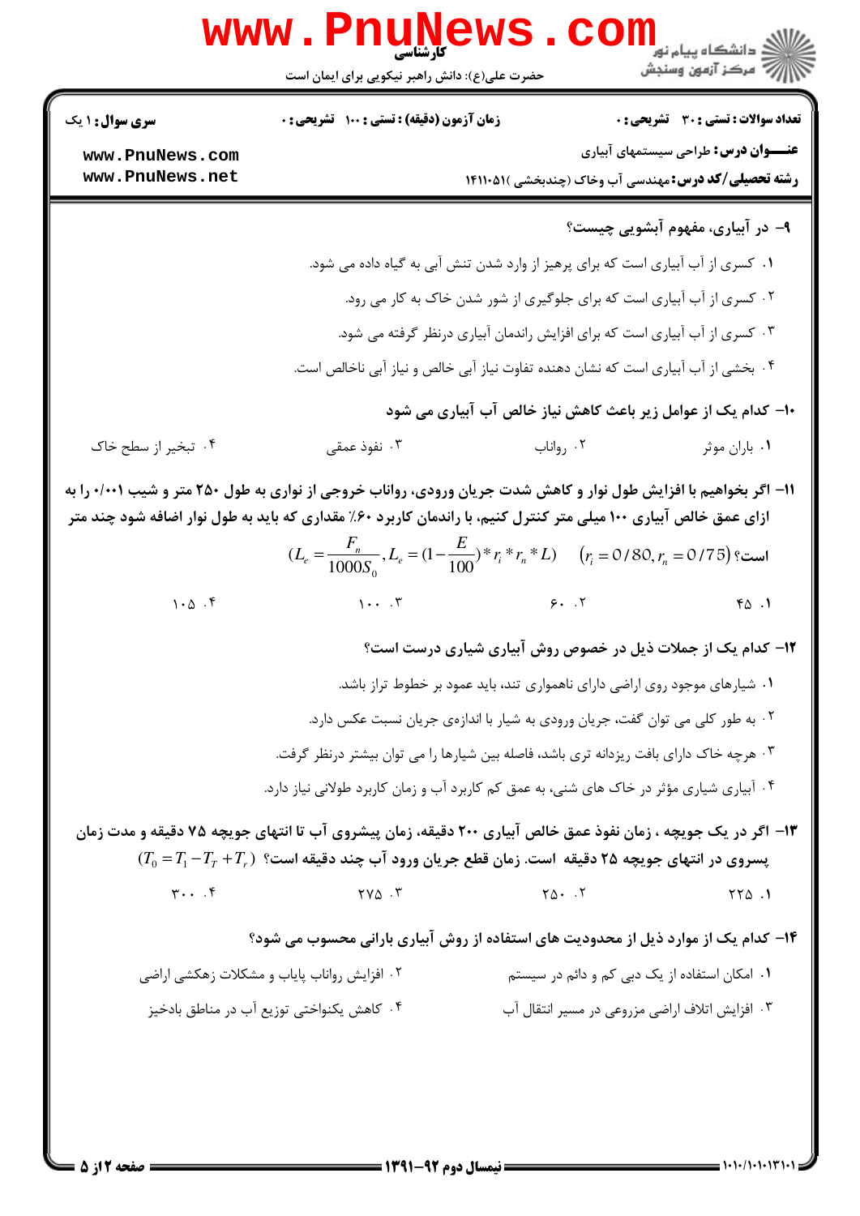**۹- در آبیاری، مفهوم آبشویی چیست؟**

۱. کسری از آب آبیاری است که برای پرهیز از وارد شدن تنش آبی به گیاه داده می شود.

۲. کسری از آب آبیاری است که برای جلوگیری از شور شدن خاک به کار می رود.

۳. کسری از آب آبیاری است که برای افزایش راندمان آبیاری درنظر گرفته می شود.

۴. بخشی از آب آبیاری است که نشان دهنده تفاوت نیاز آبی خالص و نیاز آبی ناخالص است.

**۱۰- کدام یک از عوامل زیر باعث کاهش نیاز خالص آب آبیاری می شود**

۱. باران موثر
۲. رواناب
۳. نفوذ عمقی
۴. تبخیر از سطح خاک

**۱۱- اگر بخواهیم با افزایش طول نوار و کاهش شدت جریان ورودی، رواناب خروجی از نواری به طول ۲۵۰ متر و شیب ۰/۰۰۱ را به ازای عمق خالص آبیاری ۱۰۰ میلی متر کنترل کنیم، با راندمان کاربرد ۶۰٪ مقداری که باید به طول نوار اضافه شود چند متر است؟** $(L_e = \frac{F_n}{1000S_0}, L_e = (1-\frac{E}{100})*r_i*r_n*L) \quad (r_i = 0/80, r_n = 0/75)$

۱. ۴۵
۲. ۶۰
۳. ۱۰۰
۴. ۱۰۵

**۱۲- کدام یک از جملات ذیل در خصوص روش آبیاری شیاری درست است؟**

۱. شیارهای موجود روی اراضی دارای ناهمواری تند، باید عمود بر خطوط تراز باشد.

۲. به طور کلی می توان گفت، جریان ورودی به شیار با اندازه‌ی جریان نسبت عکس دارد.

۳. هرچه خاک دارای بافت ریزدانه تری باشد، فاصله بین شیارها را می توان بیشتر درنظر گرفت.

۴. آبیاری شیاری مؤثر در خاک های شنی، به عمق کم کاربرد آب و زمان کاربرد طولانی نیاز دارد.

**۱۳- اگر در یک جویچه ، زمان نفوذ عمق خالص آبیاری ۲۰۰ دقیقه، زمان پیشروی آب تا انتهای جویچه ۷۵ دقیقه و مدت زمان پسروی در انتهای جویچه ۲۵ دقیقه است. زمان قطع جریان ورود آب چند دقیقه است؟** $(T_0 = T_1 - T_T + T_r)$

۱. ۲۲۵
۲. ۲۵۰
۳. ۲۷۵
۴. ۳۰۰

**۱۴- کدام یک از موارد ذیل از محدودیت های استفاده از روش آبیاری بارانی محسوب می شود؟**

۱. امکان استفاده از یک دبی کم و دائم در سیستم
۲. افزایش رواناب پایاب و مشکلات زهکشی اراضی
۳. افزایش اتلاف اراضی مزروعی در مسیر انتقال آب
۴. کاهش یکنواختی توزیع آب در مناطق بادخیز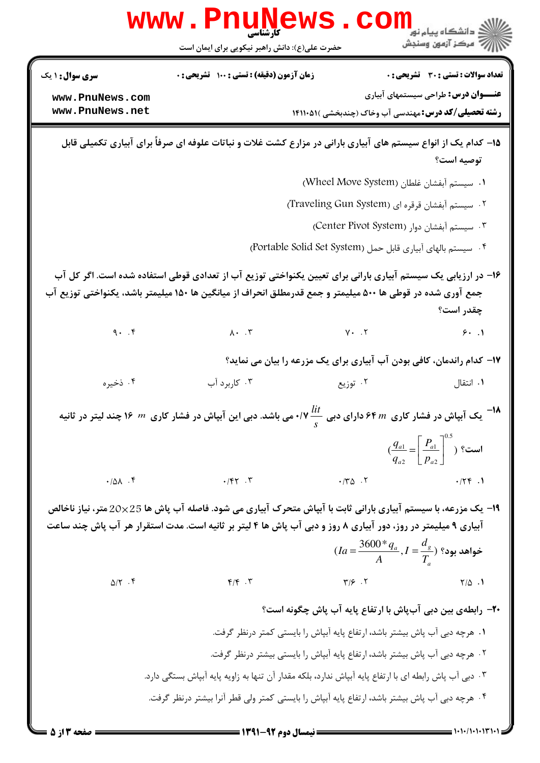**تعداد سوالات : تستی : ۳۰ تشریحی : ۰** | **زمان آزمون (دقیقه) : تستی : ۱۰۰ تشریحی : ۰** | **سری سوال : ۱ یک**

**عنـــوان درس:** طراحی سیستمهای آبیاری

**رشته تحصیلی/کد درس:** مهندسی آب وخاک (چندبخشی )۱۴۱۱۰۵۱

۱۵- کدام یک از انواع سیستم های آبیاری بارانی در مزارع کشت غلات و نباتات علوفه ای صرفاً برای آبیاری تکمیلی قابل توصیه است؟

۱. سیستم آبفشان غلطان (Wheel Move System)

۲. سیستم آبفشان قرقره ای (Traveling Gun System)

۳. سیستم آبفشان دوار (Center Pivot System)

۴. سیستم بالهای آبیاری قابل حمل (Portable Solid Set System)

۱۶- در ارزیابی یک سیستم آبیاری بارانی برای تعیین یکنواختی توزیع آب از تعدادی قوطی استفاده شده است. اگر کل آب جمع آوری شده در قوطی ها ۵۰۰ میلیمتر و جمع قدرمطلق انحراف از میانگین ها ۱۵۰ میلیمتر باشد، یکنواختی توزیع آب چقدر است؟

۱. ۶۰ ۲. ۷۰ ۳. ۸۰ ۴. ۹۰

۱۷- کدام راندمان، کافی بودن آب آبیاری برای یک مزرعه را بیان می نماید؟

۱. انتقال ۲. توزیع ۳. کاربرد آب ۴. ذخیره

۱۸- یک آبپاش در فشار کاری $64\ m$ دارای دبی $0/7\ \frac{lit}{s}$ می باشد. دبی این آبپاش در فشار کاری $16\ m$ چند لیتر در ثانیه است؟ ($\frac{q_{a1}}{q_{a2}} = \left[\frac{P_{a1}}{P_{a2}}\right]^{0.5}$)

۱. ۰/۲۴ ۲. ۰/۳۵ ۳. ۰/۴۲ ۴. ۰/۵۸

۱۹- یک مزرعه، با سیستم آبیاری بارانی ثابت با آبپاش متحرک آبیاری می شود. فاصله آب پاش ها $25 \times 20$ متر، نیاز ناخالص آبیاری ۹ میلیمتر در روز، دور آبیاری ۸ روز و دبی آب پاش ها ۴ لیتر بر ثانیه است. مدت استقرار هر آب پاش چند ساعت خواهد بود؟ ($Ia = \frac{3600 * q_a}{A}, I = \frac{d_g}{T_a}$)

۱. ۲/۵ ۲. ۳/۶ ۳. ۴/۴ ۴. ۵/۲

۲۰- رابطه‌ی بین دبی آب‌پاش با ارتفاع پایه آب پاش چگونه است؟

۱. هرچه دبی آب پاش بیشتر باشد، ارتفاع پایه آبپاش را بایستی کمتر درنظر گرفت.

۲. هرچه دبی آب پاش بیشتر باشد، ارتفاع پایه آبپاش را بایستی بیشتر درنظر گرفت.

۳. دبی آب پاش رابطه ای با ارتفاع پایه آبپاش ندارد، بلکه مقدار آن تنها به زاویه پایه آبپاش بستگی دارد.

۴. هرچه دبی آب پاش بیشتر باشد، ارتفاع پایه آبپاش را بایستی کمتر ولی قطر آنرا بیشتر درنظر گرفت.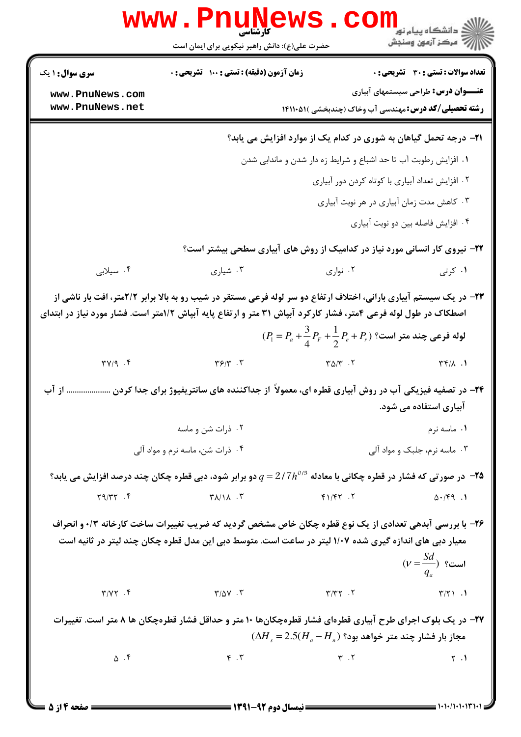**۲۱- درجه تحمل گیاهان به شوری در کدام یک از موارد افزایش می یابد؟**

۱. افزایش رطوبت آب تا حد اشباع و شرایط زه دار شدن و ماندابی شدن

۲. افزایش تعداد آبیاری با کوتاه کردن دور آبیاری

۳. کاهش مدت زمان آبیاری در هر نوبت آبیاری

۴. افزایش فاصله بین دو نوبت آبیاری

**۲۲- نیروی کار انسانی مورد نیاز در کدامیک از روش های آبیاری سطحی بیشتر است؟**

۱. کرتی　　۲. نواری　　۳. شیاری　　۴. سیلابی

**۲۳- در یک سیستم آبیاری بارانی، اختلاف ارتفاع دو سر لوله فرعی مستقر در شیب رو به بالا برابر ۲/۲متر، افت بار ناشی از اصطکاک در طول لوله فرعی ۴متر، فشار کارکرد آبپاش ۳۱ متر و ارتفاع پایه آبپاش ۱/۲متر است. فشار مورد نیاز در ابتدای لوله فرعی چند متر است؟ $(P_1 = P_a + \frac{3}{4}P_F + \frac{1}{2}P_e + P_r)$**

۱. ۳۴/۸　　۲. ۳۵/۳　　۳. ۳۶/۳　　۴. ۳۷/۹

**۲۴- در تصفیه فیزیکی آب در روش آبیاری قطره ای، معمولاً از جداکننده های سانتریفیوژ برای جدا کردن ................... از آب آبیاری استفاده می شود.**

۱. ماسه نرم

۲. ذرات شن و ماسه

۳. ماسه نرم، جلبک و مواد آلی

۴. ذرات شن، ماسه نرم و مواد آلی

**۲۵- در صورتی که فشار در قطره چکانی با معادله $q = 2/7h^{0/5}$ دو برابر شود، دبی قطره چکان چند درصد افزایش می یابد؟**

۱. ۵۰/۴۹　　۲. ۴۱/۴۲　　۳. ۳۸/۱۸　　۴. ۲۹/۳۲

**۲۶- با بررسی آبدهی تعدادی از یک نوع قطره چکان خاص مشخص گردید که ضریب تغییرات ساخت کارخانه ۰/۳ و انحراف معیار دبی های اندازه گیری شده ۱/۰۷ لیتر در ساعت است. متوسط دبی این مدل قطره چکان چند لیتر در ثانیه است؟ $(v = \frac{Sd}{q_a})$**

۱. ۳/۲۱　　۲. ۳/۳۲　　۳. ۳/۵۷　　۴. ۳/۷۲

**۲۷- در یک بلوک اجرای طرح آبیاری قطره‌ای فشار قطره‌چکان‌ها ۱۰ متر و حداقل فشار قطره‌چکان ها ۸ متر است. تغییرات مجاز بار فشار چند متر خواهد بود؟ $(\Delta H_s = 2.5(H_a - H_n))$**

۱. ۲　　۲. ۳　　۳. ۴　　۴. ۵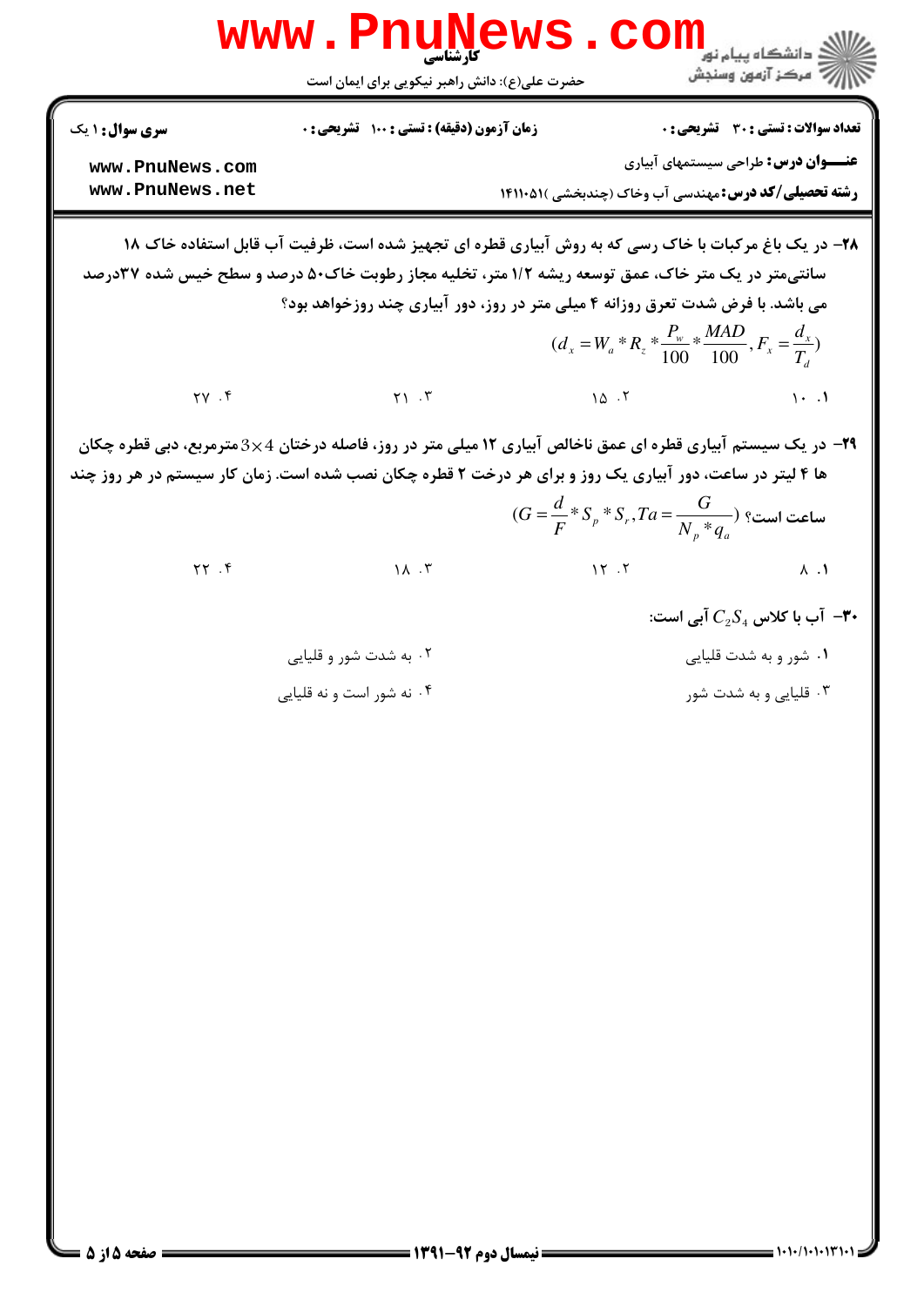۲۸- در یک باغ مرکبات با خاک رسی که به روش آبیاری قطره ای تجهیز شده است، ظرفیت آب قابل استفاده خاک ۱۸ سانتی‌متر در یک متر خاک، عمق توسعه ریشه ۱/۲ متر، تخلیه مجاز رطوبت خاک۵۰ درصد و سطح خیس شده ۳۷درصد می باشد. با فرض شدت تعرق روزانه ۴ میلی متر در روز، دور آبیاری چند روزخواهد بود؟

$$(d_x = W_a * R_z * \frac{P_w}{100} * \frac{MAD}{100}, F_x = \frac{d_x}{T_d})$$

۱. ۱۰
۲. ۱۵
۳. ۲۱
۴. ۲۷

۲۹- در یک سیستم آبیاری قطره ای عمق ناخالص آبیاری ۱۲ میلی متر در روز، فاصله درختان $4 \times 3$ مترمربع، دبی قطره چکان ها ۴ لیتر در ساعت، دور آبیاری یک روز و برای هر درخت ۲ قطره چکان نصب شده است. زمان کار سیستم در هر روز چند ساعت است؟ $(G = \frac{d}{F} * S_p * S_r, Ta = \frac{G}{N_p * q_a})$

۱. ۸
۲. ۱۲
۳. ۱۸
۴. ۲۲

۳۰- آب با کلاس $C_2S_4$ آبی است:

۱. شور و به شدت قلیایی
۲. به شدت شور و قلیایی
۳. قلیایی و به شدت شور
۴. نه شور است و نه قلیایی